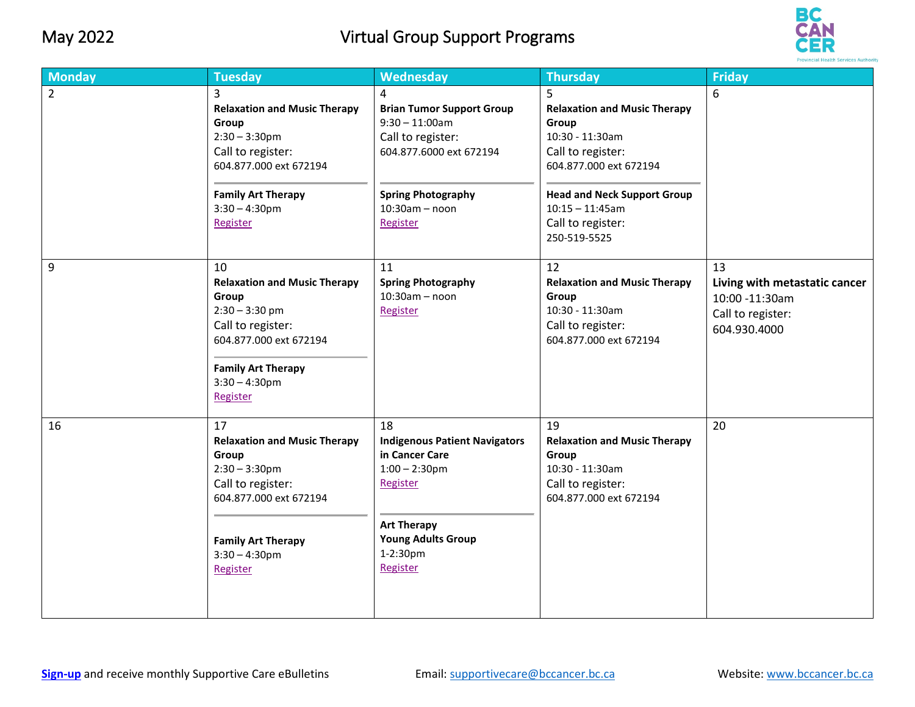# May 2022 — Virtual Group Support Programs

| Monday | Tuesday | Wednesday | Thursday | Friday |
| --- | --- | --- | --- | --- |
| 2 | 3<br>**Relaxation and Music Therapy Group**<br>2:30 – 3:30pm<br>Call to register:<br>604.877.000 ext 672194<br><br>**Family Art Therapy**<br>3:30 – 4:30pm<br>Register | 4<br>**Brian Tumor Support Group**<br>9:30 – 11:00am<br>Call to register:<br>604.877.6000 ext 672194<br><br>**Spring Photography**<br>10:30am – noon<br>Register | 5<br>**Relaxation and Music Therapy Group**<br>10:30 - 11:30am<br>Call to register:<br>604.877.000 ext 672194<br><br>**Head and Neck Support Group**<br>10:15 – 11:45am<br>Call to register:<br>250-519-5525 | 6 |
| 9 | 10<br>**Relaxation and Music Therapy Group**<br>2:30 – 3:30 pm<br>Call to register:<br>604.877.000 ext 672194<br><br>**Family Art Therapy**<br>3:30 – 4:30pm<br>Register | 11<br>**Spring Photography**<br>10:30am – noon<br>Register | 12<br>**Relaxation and Music Therapy Group**<br>10:30 - 11:30am<br>Call to register:<br>604.877.000 ext 672194 | 13<br>**Living with metastatic cancer**<br>10:00 -11:30am<br>Call to register:<br>604.930.4000 |
| 16 | 17<br>**Relaxation and Music Therapy Group**<br>2:30 – 3:30pm<br>Call to register:<br>604.877.000 ext 672194<br><br>**Family Art Therapy**<br>3:30 – 4:30pm<br>Register | 18<br>**Indigenous Patient Navigators in Cancer Care**<br>1:00 – 2:30pm<br>Register<br><br>**Art Therapy Young Adults Group**<br>1-2:30pm<br>Register | 19<br>**Relaxation and Music Therapy Group**<br>10:30 - 11:30am<br>Call to register:<br>604.877.000 ext 672194 | 20 |

**Sign-up** and receive monthly Supportive Care eBulletins

Email: supportivecare@bccancer.bc.ca

Website: www.bccancer.bc.ca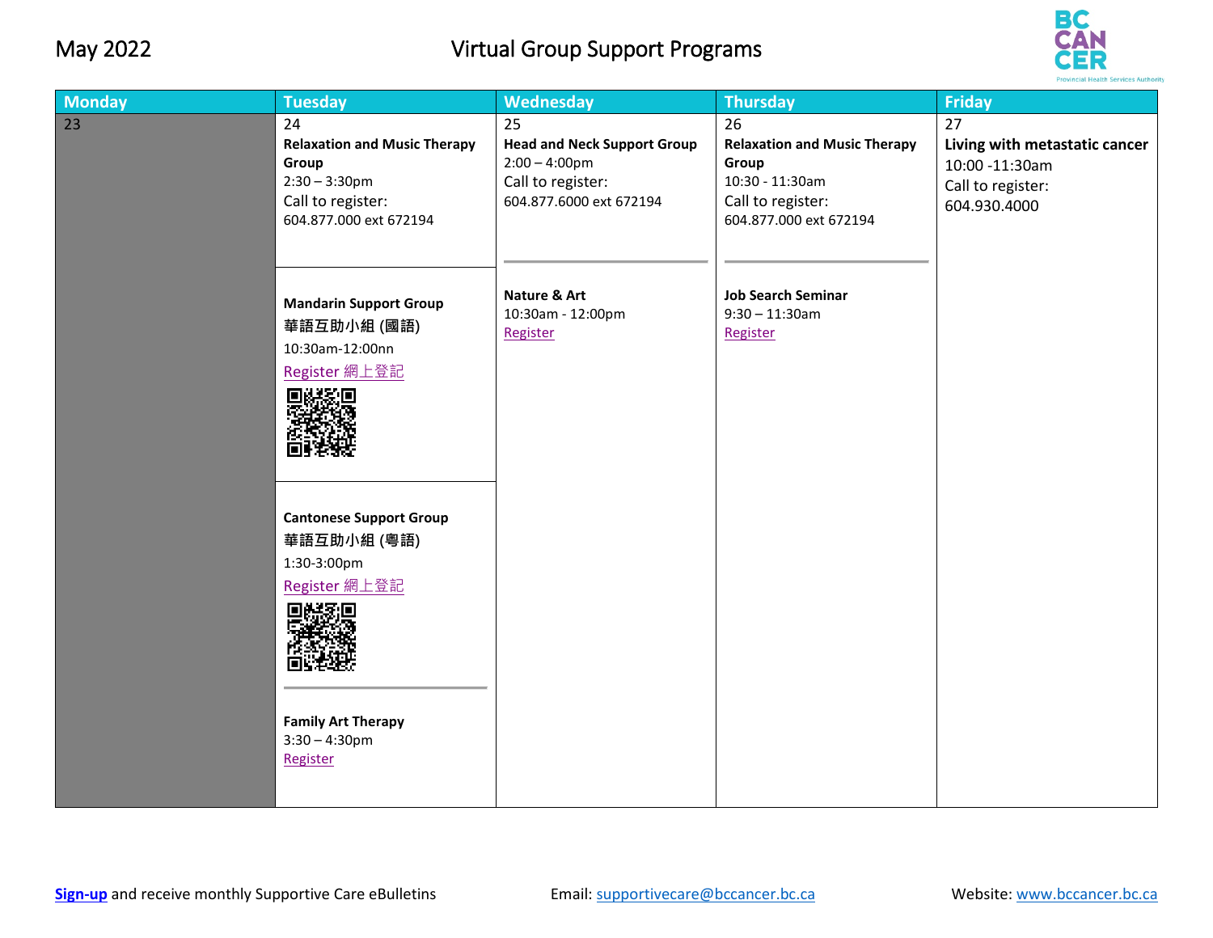May 2022

# Virtual Group Support Programs

| Monday | Tuesday | Wednesday | Thursday | Friday |
|---|---|---|---|---|
| 23 | 24<br>**Relaxation and Music Therapy Group**<br>2:30 – 3:30pm<br>Call to register:<br>604.877.000 ext 672194<br><br>**Mandarin Support Group**<br>**華語互助小組 (國語)**<br>10:30am-12:00nn<br>Register 網上登記<br><br>**Cantonese Support Group**<br>**華語互助小組 (粵語)**<br>1:30-3:00pm<br>Register 網上登記<br><br>**Family Art Therapy**<br>3:30 – 4:30pm<br>Register | 25<br>**Head and Neck Support Group**<br>2:00 – 4:00pm<br>Call to register:<br>604.877.6000 ext 672194<br><br>**Nature & Art**<br>10:30am - 12:00pm<br>Register | 26<br>**Relaxation and Music Therapy Group**<br>10:30 - 11:30am<br>Call to register:<br>604.877.000 ext 672194<br><br>**Job Search Seminar**<br>9:30 – 11:30am<br>Register | 27<br>**Living with metastatic cancer**<br>10:00 -11:30am<br>Call to register:<br>604.930.4000 |

**Sign-up** and receive monthly Supportive Care eBulletins

Email: supportivecare@bccancer.bc.ca

Website: www.bccancer.bc.ca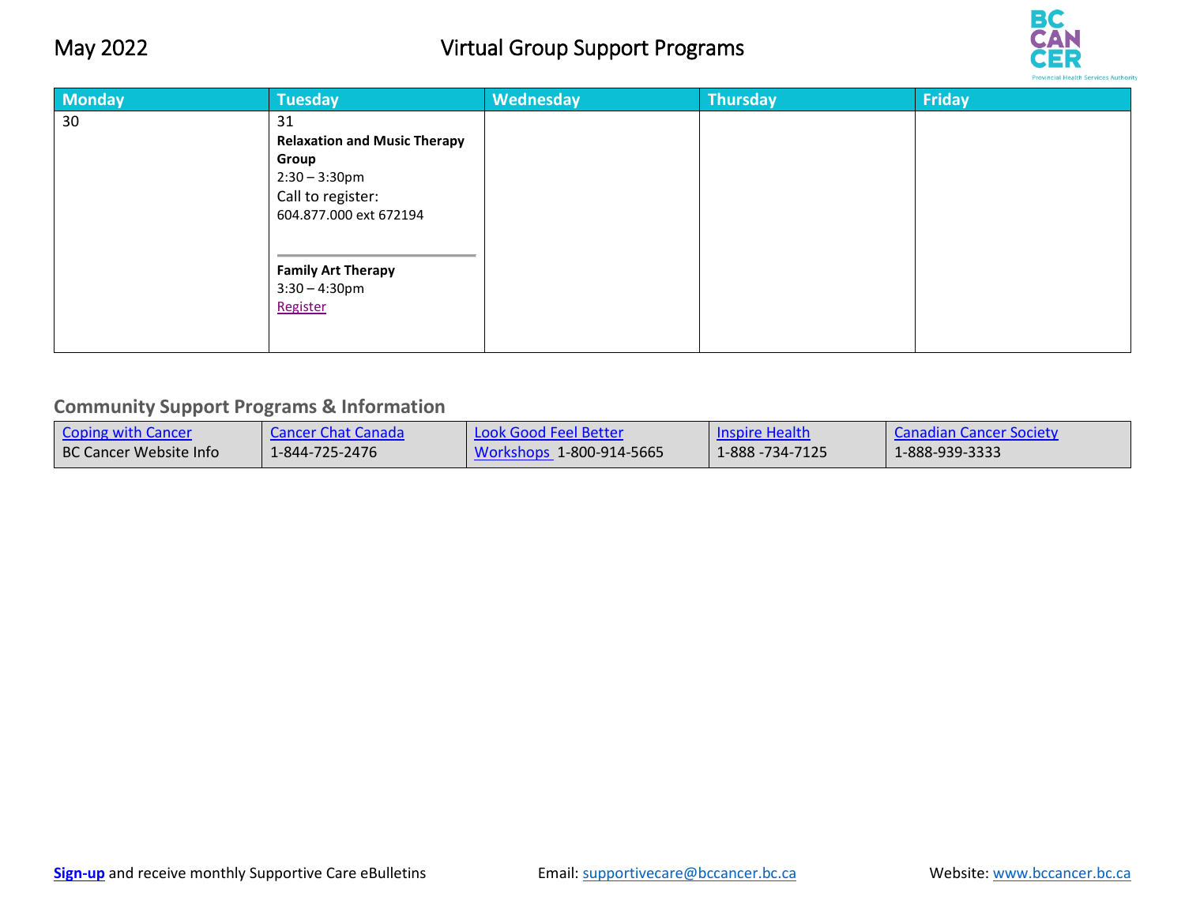May 2022

# Virtual Group Support Programs

| Monday | Tuesday | Wednesday | Thursday | Friday |
|---|---|---|---|---|
| 30 | 31<br>**Relaxation and Music Therapy Group**<br>2:30 – 3:30pm<br>Call to register:<br>604.877.000 ext 672194<br><br>**Family Art Therapy**<br>3:30 – 4:30pm<br>Register | | | |

## Community Support Programs & Information

| | | | | |
|---|---|---|---|---|
| Coping with Cancer<br>BC Cancer Website Info | Cancer Chat Canada<br>1-844-725-2476 | Look Good Feel Better Workshops 1-800-914-5665 | Inspire Health<br>1-888 -734-7125 | Canadian Cancer Society<br>1-888-939-3333 |

**Sign-up** and receive monthly Supportive Care eBulletins

Email: supportivecare@bccancer.bc.ca

Website: www.bccancer.bc.ca